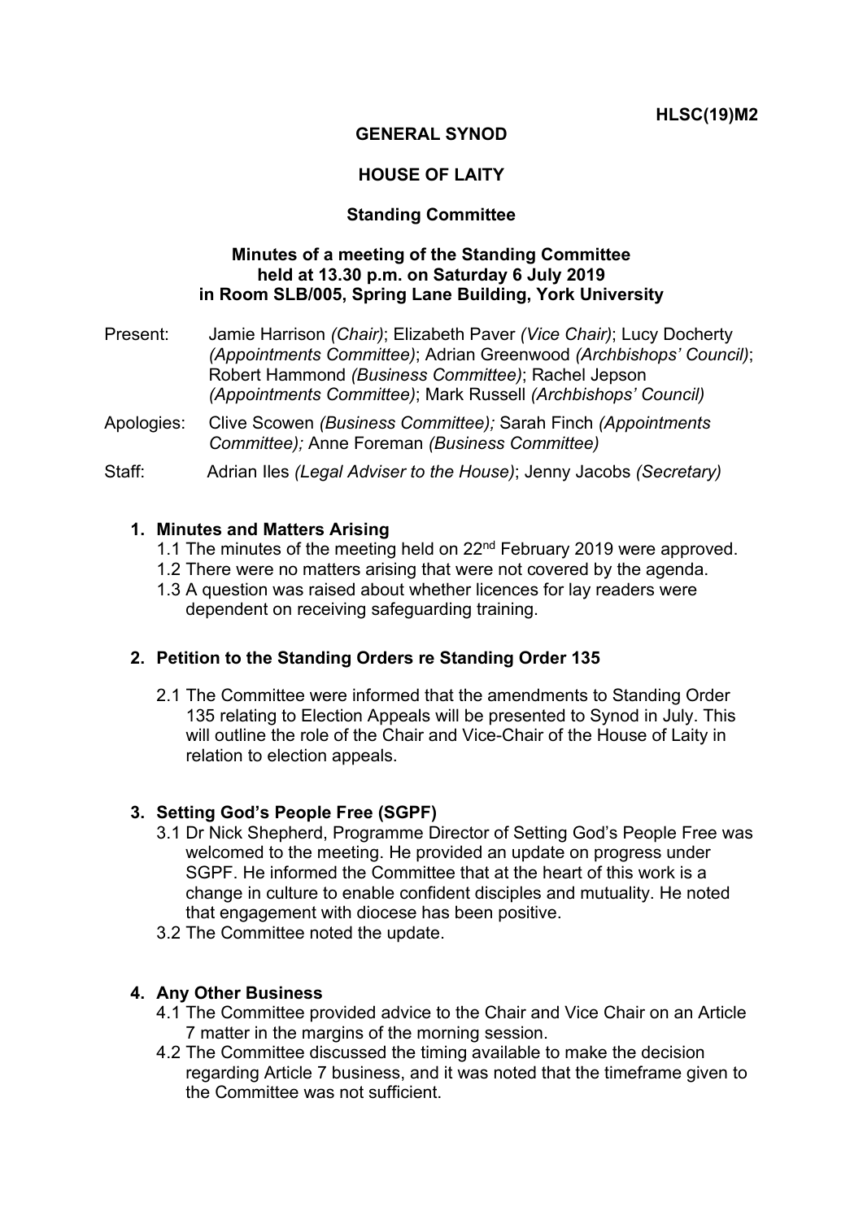**HLSC(19)M2**

**GENERAL SYNOD**

**HOUSE OF LAITY**

**Standing Committee**

**Minutes of a meeting of the Standing Committee held at 13.30 p.m. on Saturday 6 July 2019 in Room SLB/005, Spring Lane Building, York University**

Present: Jamie Harrison *(Chair)*; Elizabeth Paver *(Vice Chair)*; Lucy Docherty *(Appointments Committee)*; Adrian Greenwood *(Archbishops' Council)*; Robert Hammond *(Business Committee)*; Rachel Jepson *(Appointments Committee)*; Mark Russell *(Archbishops' Council)*

Apologies: Clive Scowen *(Business Committee);* Sarah Finch *(Appointments Committee);* Anne Foreman *(Business Committee)*

Staff: Adrian Iles *(Legal Adviser to the House)*; Jenny Jacobs *(Secretary)*

1. **Minutes and Matters Arising**
   - 1.1 The minutes of the meeting held on 22nd February 2019 were approved.
   - 1.2 There were no matters arising that were not covered by the agenda.
   - 1.3 A question was raised about whether licences for lay readers were dependent on receiving safeguarding training.

2. **Petition to the Standing Orders re Standing Order 135**
   - 2.1 The Committee were informed that the amendments to Standing Order 135 relating to Election Appeals will be presented to Synod in July. This will outline the role of the Chair and Vice-Chair of the House of Laity in relation to election appeals.

3. **Setting God's People Free (SGPF)**
   - 3.1 Dr Nick Shepherd, Programme Director of Setting God's People Free was welcomed to the meeting. He provided an update on progress under SGPF. He informed the Committee that at the heart of this work is a change in culture to enable confident disciples and mutuality. He noted that engagement with diocese has been positive.
   - 3.2 The Committee noted the update.

4. **Any Other Business**
   - 4.1 The Committee provided advice to the Chair and Vice Chair on an Article 7 matter in the margins of the morning session.
   - 4.2 The Committee discussed the timing available to make the decision regarding Article 7 business, and it was noted that the timeframe given to the Committee was not sufficient.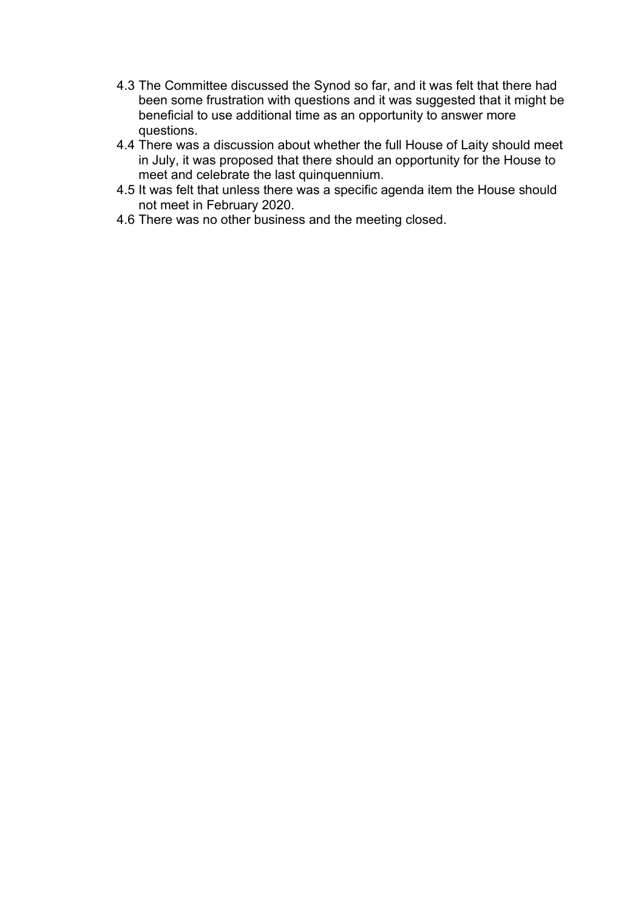4.3 The Committee discussed the Synod so far, and it was felt that there had been some frustration with questions and it was suggested that it might be beneficial to use additional time as an opportunity to answer more questions.

4.4 There was a discussion about whether the full House of Laity should meet in July, it was proposed that there should an opportunity for the House to meet and celebrate the last quinquennium.

4.5 It was felt that unless there was a specific agenda item the House should not meet in February 2020.

4.6 There was no other business and the meeting closed.